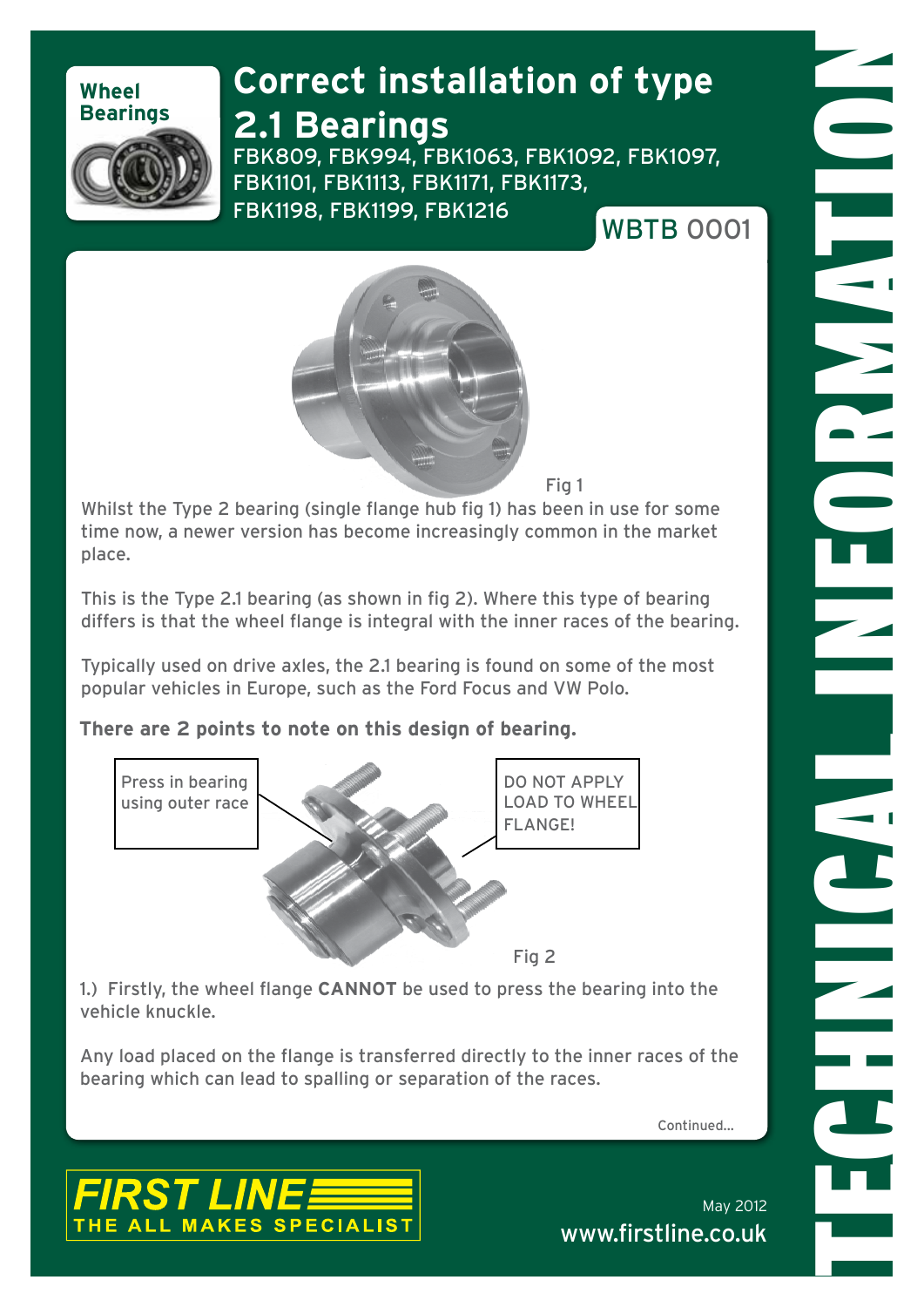Wheel Bearings

# Correct installation of type 2.1 Bearings

FBK809, FBK994, FBK1063, FBK1092, FBK1097, FBK1101, FBK1113, FBK1171, FBK1173, FBK1198, FBK1199, FBK1216

WBTB 0001

Fig 1

Whilst the Type 2 bearing (single flange hub fig 1) has been in use for some time now, a newer version has become increasingly common in the market place.

This is the Type 2.1 bearing (as shown in fig 2). Where this type of bearing differs is that the wheel flange is integral with the inner races of the bearing.

Typically used on drive axles, the 2.1 bearing is found on some of the most popular vehicles in Europe, such as the Ford Focus and VW Polo.

**There are 2 points to note on this design of bearing.**

Press in bearing using outer race

DO NOT APPLY LOAD TO WHEEL FLANGE!

Fig 2

1.) Firstly, the wheel flange **CANNOT** be used to press the bearing into the vehicle knuckle.

Any load placed on the flange is transferred directly to the inner races of the bearing which can lead to spalling or separation of the races.

Continued...

FIRST LINE
THE ALL MAKES SPECIALIST

May 2012
www.firstline.co.uk

TECHNICAL INFORMATION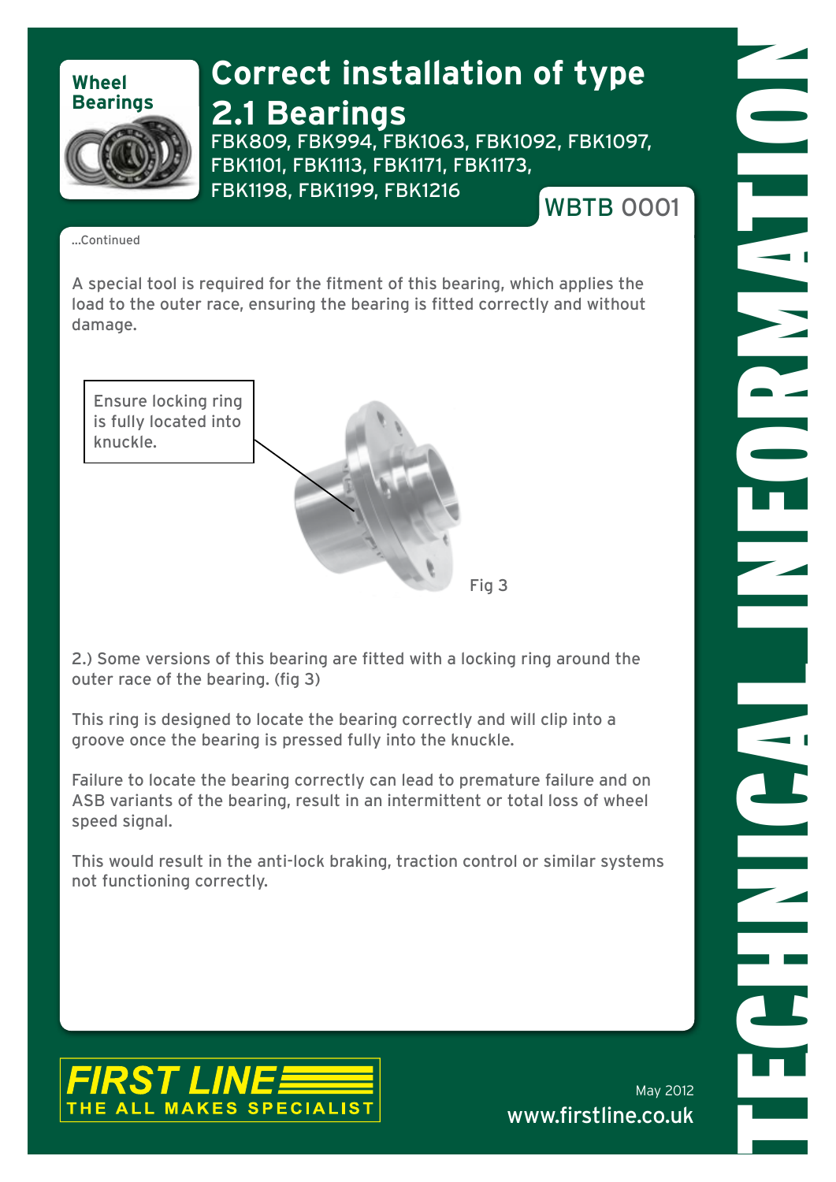Wheel Bearings

# Correct installation of type 2.1 Bearings

FBK809, FBK994, FBK1063, FBK1092, FBK1097, FBK1101, FBK1113, FBK1171, FBK1173, FBK1198, FBK1199, FBK1216

WBTB 0001

...Continued

A special tool is required for the fitment of this bearing, which applies the load to the outer race, ensuring the bearing is fitted correctly and without damage.

Ensure locking ring is fully located into knuckle.

Fig 3

2.) Some versions of this bearing are fitted with a locking ring around the outer race of the bearing. (fig 3)

This ring is designed to locate the bearing correctly and will clip into a groove once the bearing is pressed fully into the knuckle.

Failure to locate the bearing correctly can lead to premature failure and on ASB variants of the bearing, result in an intermittent or total loss of wheel speed signal.

This would result in the anti-lock braking, traction control or similar systems not functioning correctly.

FIRST LINE
THE ALL MAKES SPECIALIST

May 2012
www.firstline.co.uk

TECHNICAL INFORMATION